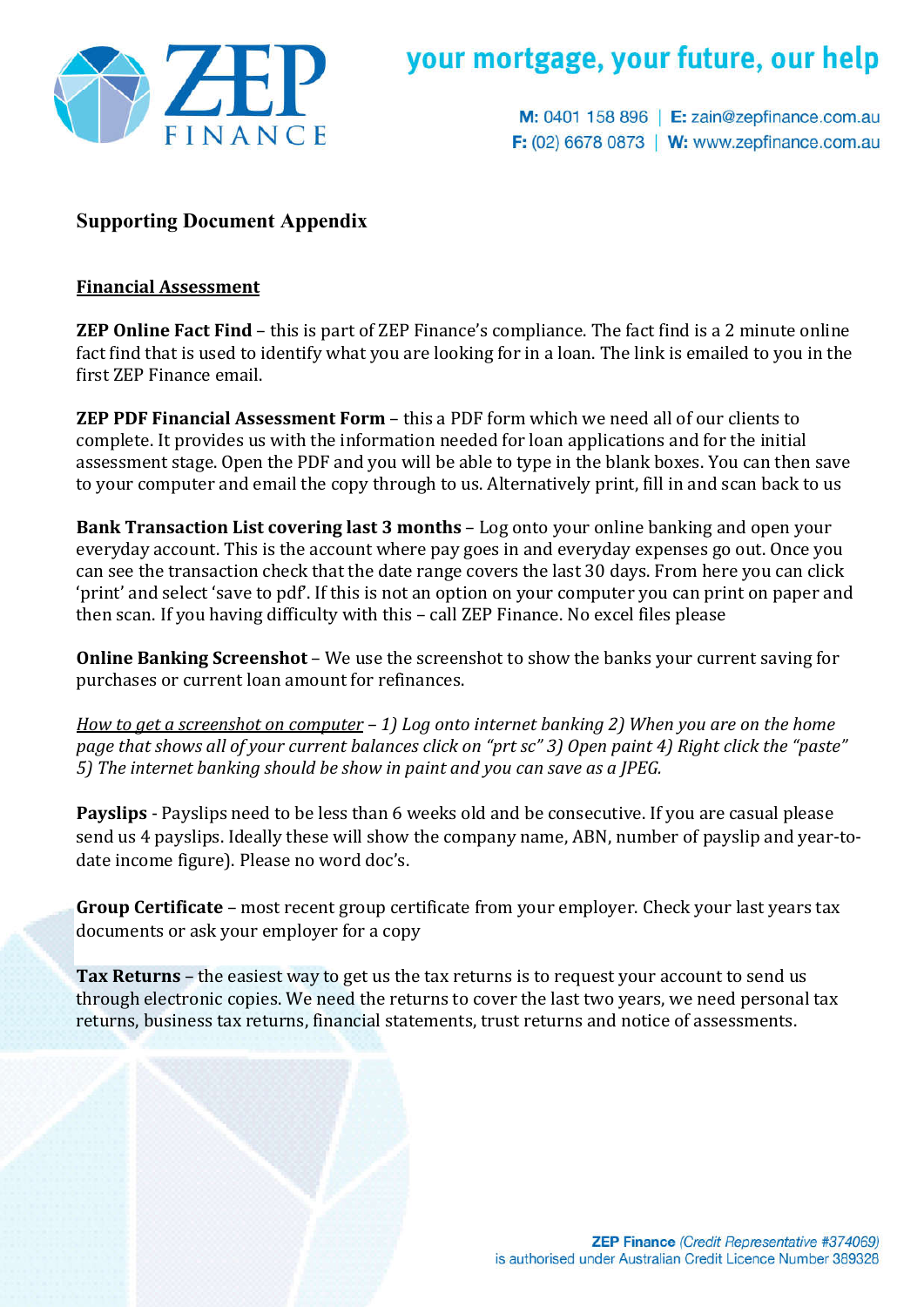# Supporting Document Appendix

## Financial Assessment

**ZEP Online Fact Find** – this is part of ZEP Finance's compliance. The fact find is a 2 minute online fact find that is used to identify what you are looking for in a loan. The link is emailed to you in the first ZEP Finance email.

**ZEP PDF Financial Assessment Form** – this a PDF form which we need all of our clients to complete. It provides us with the information needed for loan applications and for the initial assessment stage. Open the PDF and you will be able to type in the blank boxes. You can then save to your computer and email the copy through to us. Alternatively print, fill in and scan back to us

**Bank Transaction List covering last 3 months** – Log onto your online banking and open your everyday account. This is the account where pay goes in and everyday expenses go out. Once you can see the transaction check that the date range covers the last 30 days. From here you can click 'print' and select 'save to pdf'. If this is not an option on your computer you can print on paper and then scan. If you having difficulty with this – call ZEP Finance. No excel files please

**Online Banking Screenshot** – We use the screenshot to show the banks your current saving for purchases or current loan amount for refinances.

*<u>How to get a screenshot on computer</u> – 1) Log onto internet banking 2) When you are on the home page that shows all of your current balances click on "prt sc" 3) Open paint 4) Right click the "paste" 5) The internet banking should be show in paint and you can save as a JPEG.*

**Payslips** - Payslips need to be less than 6 weeks old and be consecutive. If you are casual please send us 4 payslips. Ideally these will show the company name, ABN, number of payslip and year-to-date income figure). Please no word doc's.

**Group Certificate** – most recent group certificate from your employer. Check your last years tax documents or ask your employer for a copy

**Tax Returns** – the easiest way to get us the tax returns is to request your account to send us through electronic copies. We need the returns to cover the last two years, we need personal tax returns, business tax returns, financial statements, trust returns and notice of assessments.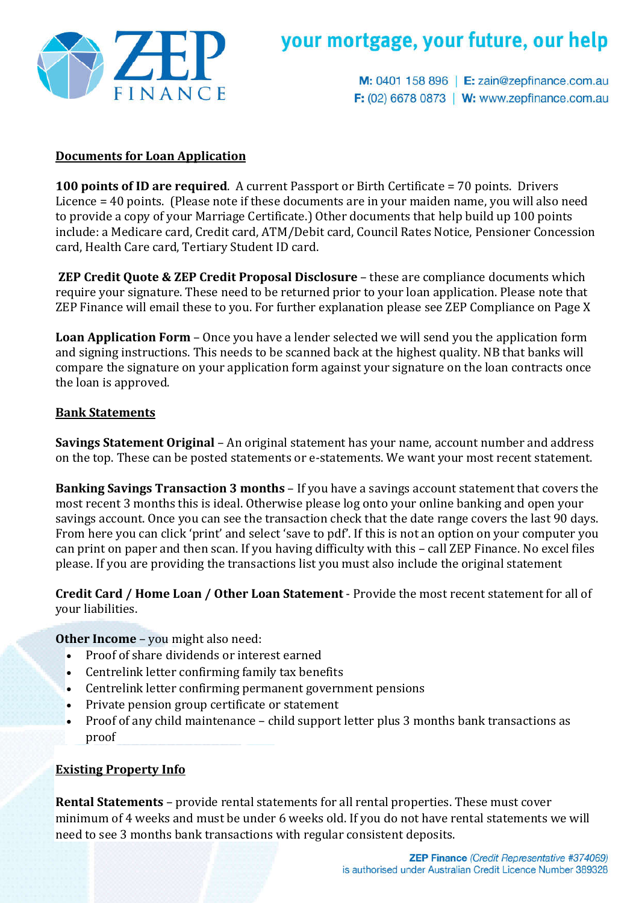## Documents for Loan Application

**100 points of ID are required**. A current Passport or Birth Certificate = 70 points. Drivers Licence = 40 points. (Please note if these documents are in your maiden name, you will also need to provide a copy of your Marriage Certificate.) Other documents that help build up 100 points include: a Medicare card, Credit card, ATM/Debit card, Council Rates Notice, Pensioner Concession card, Health Care card, Tertiary Student ID card.

**ZEP Credit Quote & ZEP Credit Proposal Disclosure** – these are compliance documents which require your signature. These need to be returned prior to your loan application. Please note that ZEP Finance will email these to you. For further explanation please see ZEP Compliance on Page X

**Loan Application Form** – Once you have a lender selected we will send you the application form and signing instructions. This needs to be scanned back at the highest quality. NB that banks will compare the signature on your application form against your signature on the loan contracts once the loan is approved.

## Bank Statements

**Savings Statement Original** – An original statement has your name, account number and address on the top. These can be posted statements or e-statements. We want your most recent statement.

**Banking Savings Transaction 3 months** – If you have a savings account statement that covers the most recent 3 months this is ideal. Otherwise please log onto your online banking and open your savings account. Once you can see the transaction check that the date range covers the last 90 days. From here you can click 'print' and select 'save to pdf'. If this is not an option on your computer you can print on paper and then scan. If you having difficulty with this – call ZEP Finance. No excel files please. If you are providing the transactions list you must also include the original statement

**Credit Card / Home Loan / Other Loan Statement** - Provide the most recent statement for all of your liabilities.

**Other Income** – you might also need:

- Proof of share dividends or interest earned
- Centrelink letter confirming family tax benefits
- Centrelink letter confirming permanent government pensions
- Private pension group certificate or statement
- Proof of any child maintenance – child support letter plus 3 months bank transactions as proof

## Existing Property Info

**Rental Statements** – provide rental statements for all rental properties. These must cover minimum of 4 weeks and must be under 6 weeks old. If you do not have rental statements we will need to see 3 months bank transactions with regular consistent deposits.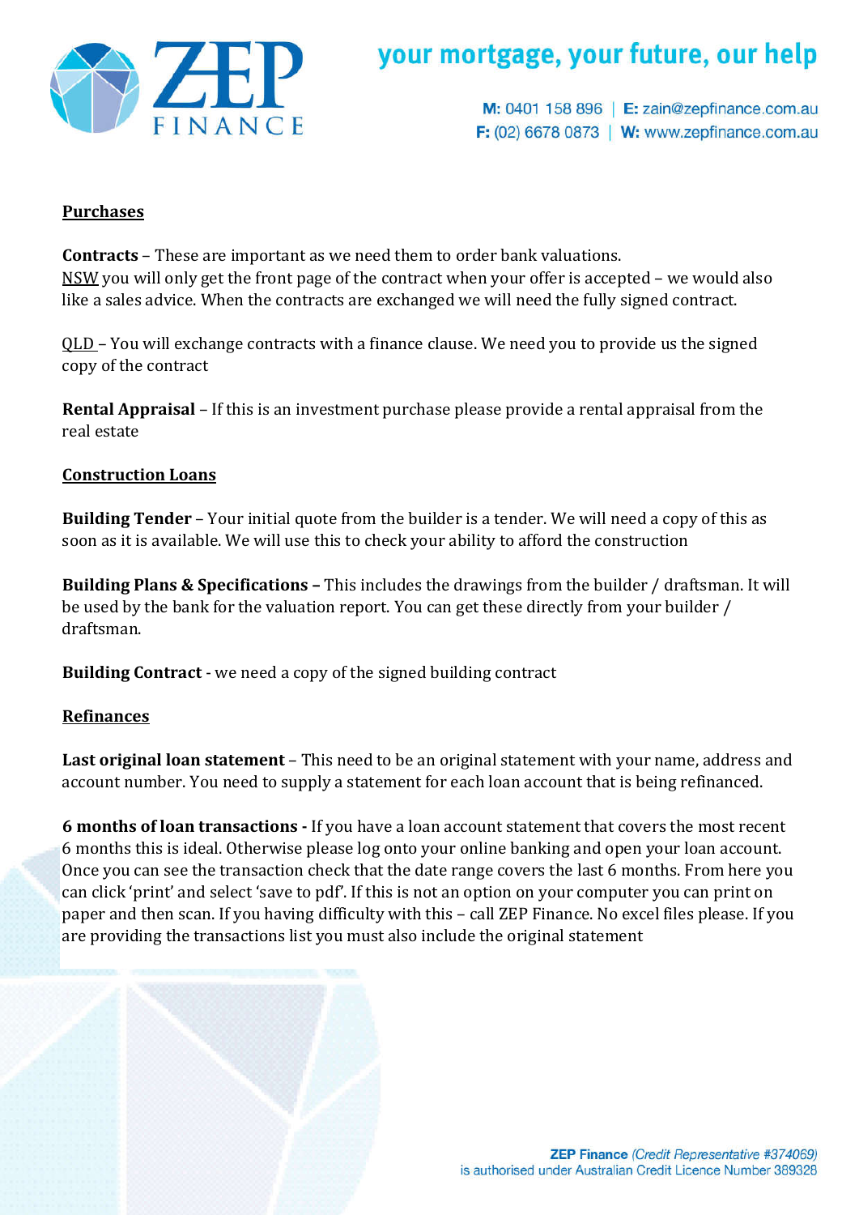## Purchases

**Contracts** – These are important as we need them to order bank valuations.
NSW you will only get the front page of the contract when your offer is accepted – we would also like a sales advice. When the contracts are exchanged we will need the fully signed contract.

QLD – You will exchange contracts with a finance clause. We need you to provide us the signed copy of the contract

**Rental Appraisal** – If this is an investment purchase please provide a rental appraisal from the real estate

## Construction Loans

**Building Tender** – Your initial quote from the builder is a tender. We will need a copy of this as soon as it is available. We will use this to check your ability to afford the construction

**Building Plans & Specifications –** This includes the drawings from the builder / draftsman. It will be used by the bank for the valuation report. You can get these directly from your builder / draftsman.

**Building Contract** - we need a copy of the signed building contract

## Refinances

**Last original loan statement** – This need to be an original statement with your name, address and account number. You need to supply a statement for each loan account that is being refinanced.

**6 months of loan transactions -** If you have a loan account statement that covers the most recent 6 months this is ideal. Otherwise please log onto your online banking and open your loan account. Once you can see the transaction check that the date range covers the last 6 months. From here you can click 'print' and select 'save to pdf'. If this is not an option on your computer you can print on paper and then scan. If you having difficulty with this – call ZEP Finance. No excel files please. If you are providing the transactions list you must also include the original statement